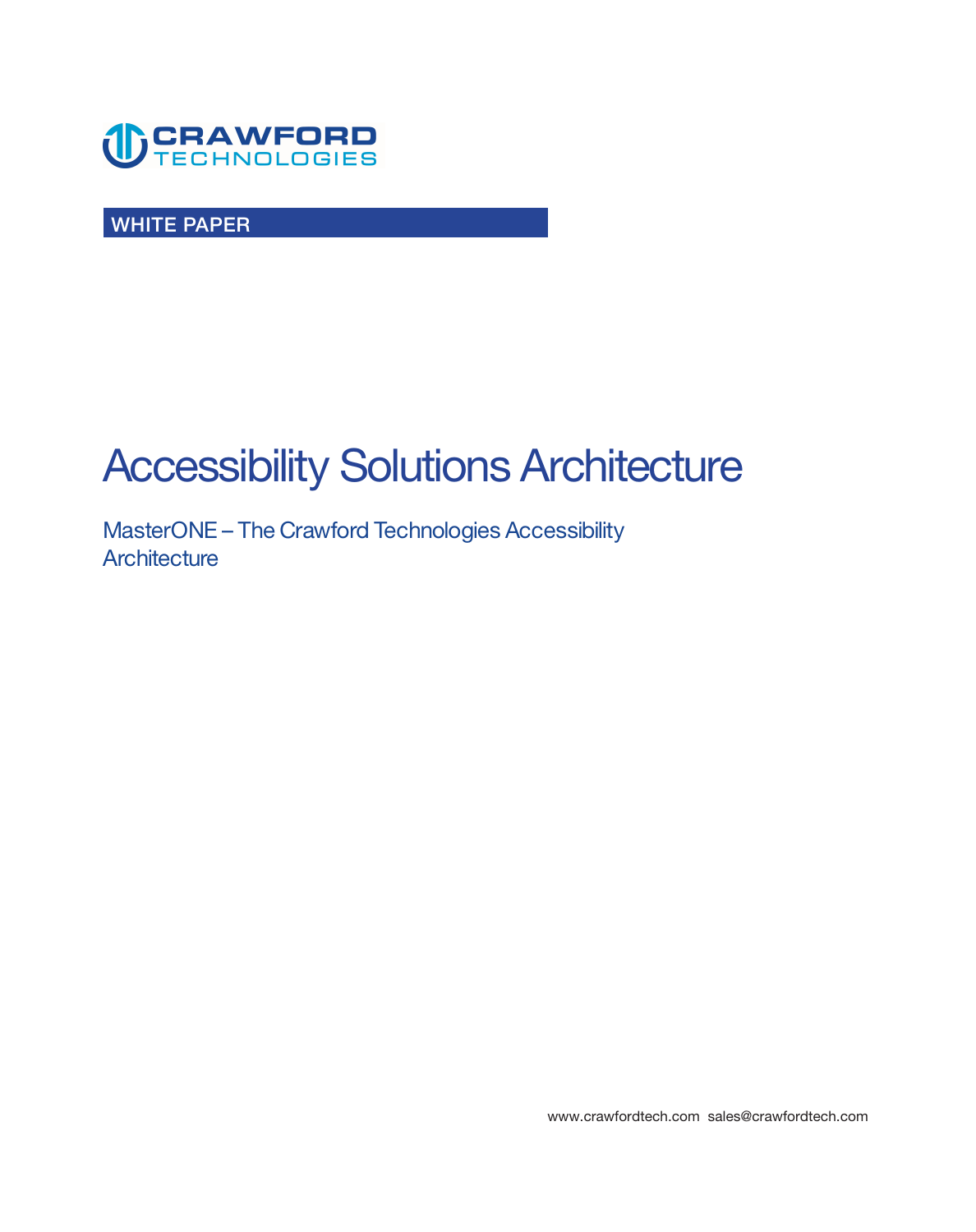CRAWFORD TECHNOLOGIES

WHITE PAPER

# Accessibility Solutions Architecture

## MasterONE – The Crawford Technologies Accessibility Architecture

www.crawfordtech.com sales@crawfordtech.com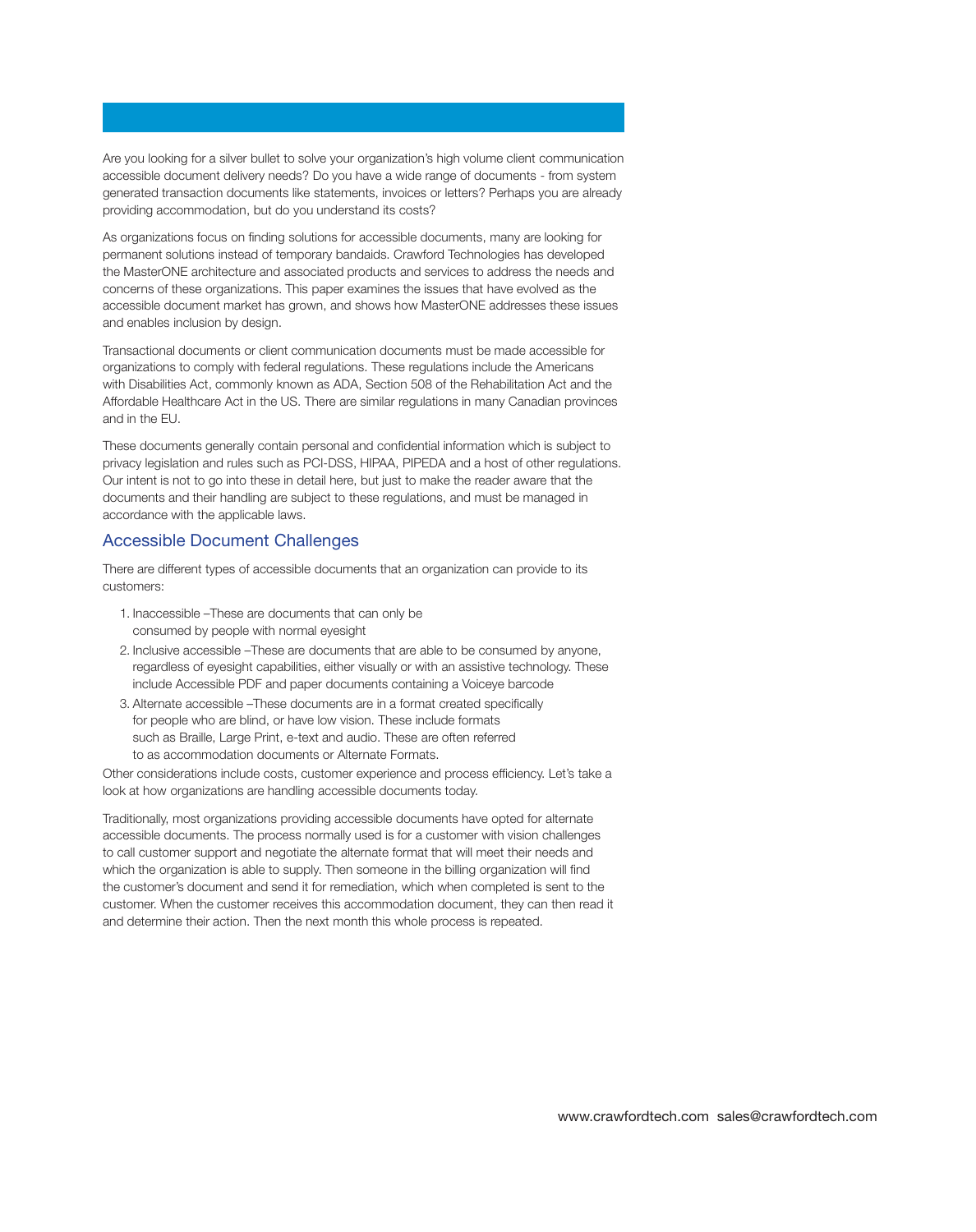Are you looking for a silver bullet to solve your organization's high volume client communication accessible document delivery needs? Do you have a wide range of documents - from system generated transaction documents like statements, invoices or letters? Perhaps you are already providing accommodation, but do you understand its costs?

As organizations focus on finding solutions for accessible documents, many are looking for permanent solutions instead of temporary bandaids. Crawford Technologies has developed the MasterONE architecture and associated products and services to address the needs and concerns of these organizations. This paper examines the issues that have evolved as the accessible document market has grown, and shows how MasterONE addresses these issues and enables inclusion by design.

Transactional documents or client communication documents must be made accessible for organizations to comply with federal regulations. These regulations include the Americans with Disabilities Act, commonly known as ADA, Section 508 of the Rehabilitation Act and the Affordable Healthcare Act in the US. There are similar regulations in many Canadian provinces and in the EU.

These documents generally contain personal and confidential information which is subject to privacy legislation and rules such as PCI-DSS, HIPAA, PIPEDA and a host of other regulations. Our intent is not to go into these in detail here, but just to make the reader aware that the documents and their handling are subject to these regulations, and must be managed in accordance with the applicable laws.

## Accessible Document Challenges

There are different types of accessible documents that an organization can provide to its customers:

1. Inaccessible –These are documents that can only be consumed by people with normal eyesight
2. Inclusive accessible –These are documents that are able to be consumed by anyone, regardless of eyesight capabilities, either visually or with an assistive technology. These include Accessible PDF and paper documents containing a Voiceye barcode
3. Alternate accessible –These documents are in a format created specifically for people who are blind, or have low vision. These include formats such as Braille, Large Print, e-text and audio. These are often referred to as accommodation documents or Alternate Formats.

Other considerations include costs, customer experience and process efficiency. Let's take a look at how organizations are handling accessible documents today.

Traditionally, most organizations providing accessible documents have opted for alternate accessible documents. The process normally used is for a customer with vision challenges to call customer support and negotiate the alternate format that will meet their needs and which the organization is able to supply. Then someone in the billing organization will find the customer's document and send it for remediation, which when completed is sent to the customer. When the customer receives this accommodation document, they can then read it and determine their action. Then the next month this whole process is repeated.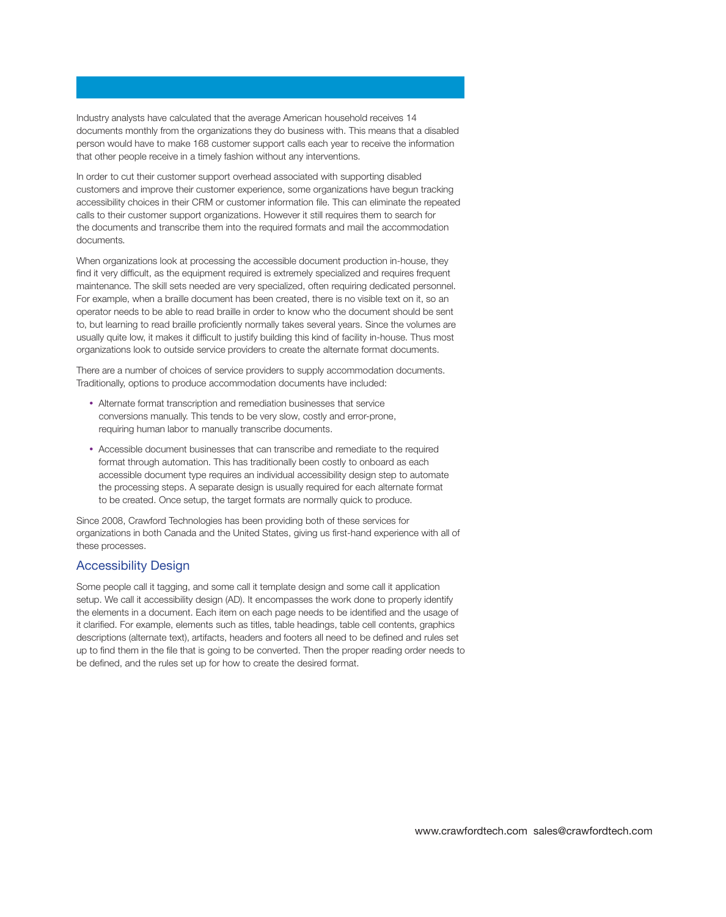Industry analysts have calculated that the average American household receives 14 documents monthly from the organizations they do business with. This means that a disabled person would have to make 168 customer support calls each year to receive the information that other people receive in a timely fashion without any interventions.

In order to cut their customer support overhead associated with supporting disabled customers and improve their customer experience, some organizations have begun tracking accessibility choices in their CRM or customer information file. This can eliminate the repeated calls to their customer support organizations. However it still requires them to search for the documents and transcribe them into the required formats and mail the accommodation documents.

When organizations look at processing the accessible document production in-house, they find it very difficult, as the equipment required is extremely specialized and requires frequent maintenance. The skill sets needed are very specialized, often requiring dedicated personnel. For example, when a braille document has been created, there is no visible text on it, so an operator needs to be able to read braille in order to know who the document should be sent to, but learning to read braille proficiently normally takes several years. Since the volumes are usually quite low, it makes it difficult to justify building this kind of facility in-house. Thus most organizations look to outside service providers to create the alternate format documents.

There are a number of choices of service providers to supply accommodation documents. Traditionally, options to produce accommodation documents have included:

- Alternate format transcription and remediation businesses that service conversions manually. This tends to be very slow, costly and error-prone, requiring human labor to manually transcribe documents.
- Accessible document businesses that can transcribe and remediate to the required format through automation. This has traditionally been costly to onboard as each accessible document type requires an individual accessibility design step to automate the processing steps. A separate design is usually required for each alternate format to be created. Once setup, the target formats are normally quick to produce.

Since 2008, Crawford Technologies has been providing both of these services for organizations in both Canada and the United States, giving us first-hand experience with all of these processes.

## Accessibility Design

Some people call it tagging, and some call it template design and some call it application setup. We call it accessibility design (AD). It encompasses the work done to properly identify the elements in a document. Each item on each page needs to be identified and the usage of it clarified. For example, elements such as titles, table headings, table cell contents, graphics descriptions (alternate text), artifacts, headers and footers all need to be defined and rules set up to find them in the file that is going to be converted. Then the proper reading order needs to be defined, and the rules set up for how to create the desired format.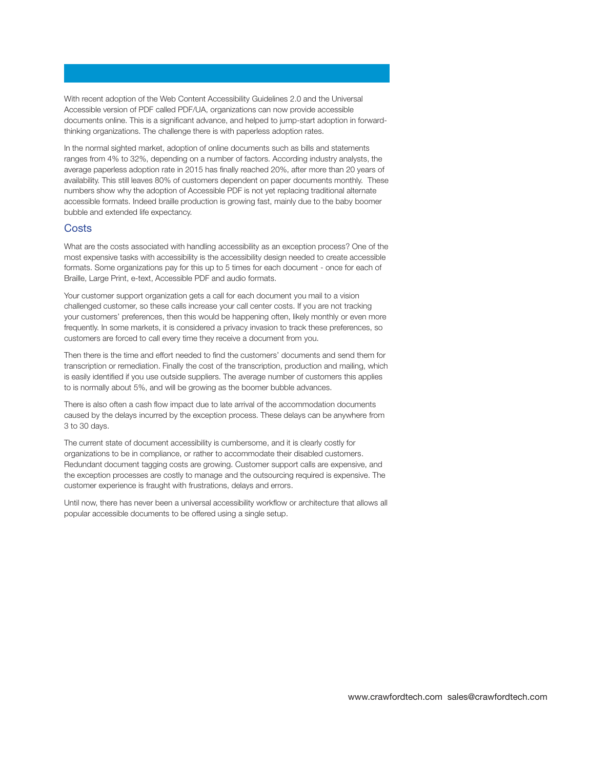With recent adoption of the Web Content Accessibility Guidelines 2.0 and the Universal Accessible version of PDF called PDF/UA, organizations can now provide accessible documents online. This is a significant advance, and helped to jump-start adoption in forward-thinking organizations. The challenge there is with paperless adoption rates.

In the normal sighted market, adoption of online documents such as bills and statements ranges from 4% to 32%, depending on a number of factors. According industry analysts, the average paperless adoption rate in 2015 has finally reached 20%, after more than 20 years of availability. This still leaves 80% of customers dependent on paper documents monthly. These numbers show why the adoption of Accessible PDF is not yet replacing traditional alternate accessible formats. Indeed braille production is growing fast, mainly due to the baby boomer bubble and extended life expectancy.

## Costs

What are the costs associated with handling accessibility as an exception process? One of the most expensive tasks with accessibility is the accessibility design needed to create accessible formats. Some organizations pay for this up to 5 times for each document - once for each of Braille, Large Print, e-text, Accessible PDF and audio formats.

Your customer support organization gets a call for each document you mail to a vision challenged customer, so these calls increase your call center costs. If you are not tracking your customers' preferences, then this would be happening often, likely monthly or even more frequently. In some markets, it is considered a privacy invasion to track these preferences, so customers are forced to call every time they receive a document from you.

Then there is the time and effort needed to find the customers' documents and send them for transcription or remediation. Finally the cost of the transcription, production and mailing, which is easily identified if you use outside suppliers. The average number of customers this applies to is normally about 5%, and will be growing as the boomer bubble advances.

There is also often a cash flow impact due to late arrival of the accommodation documents caused by the delays incurred by the exception process. These delays can be anywhere from 3 to 30 days.

The current state of document accessibility is cumbersome, and it is clearly costly for organizations to be in compliance, or rather to accommodate their disabled customers. Redundant document tagging costs are growing. Customer support calls are expensive, and the exception processes are costly to manage and the outsourcing required is expensive. The customer experience is fraught with frustrations, delays and errors.

Until now, there has never been a universal accessibility workflow or architecture that allows all popular accessible documents to be offered using a single setup.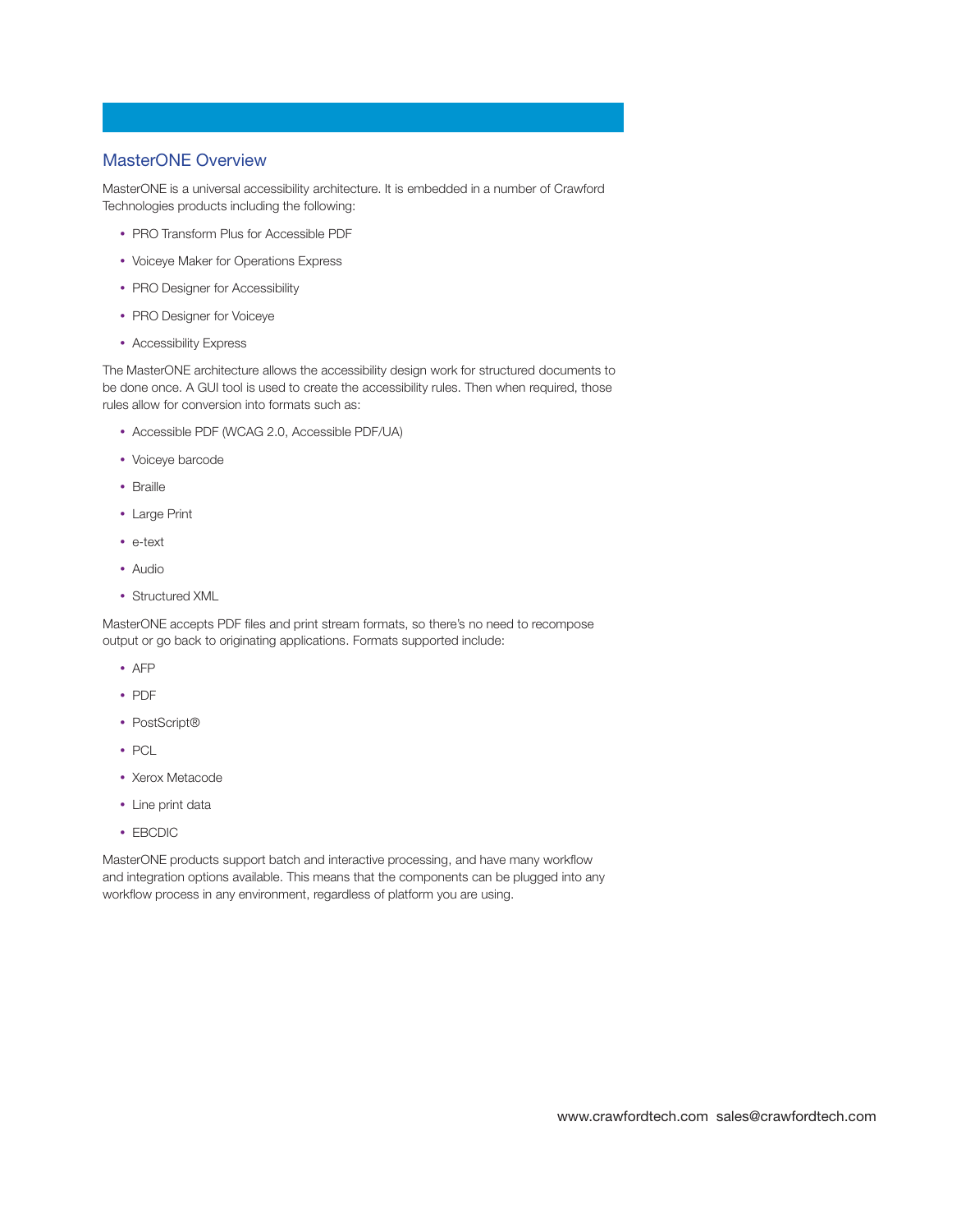## MasterONE Overview

MasterONE is a universal accessibility architecture. It is embedded in a number of Crawford Technologies products including the following:

- PRO Transform Plus for Accessible PDF
- Voiceye Maker for Operations Express
- PRO Designer for Accessibility
- PRO Designer for Voiceye
- Accessibility Express

The MasterONE architecture allows the accessibility design work for structured documents to be done once. A GUI tool is used to create the accessibility rules. Then when required, those rules allow for conversion into formats such as:

- Accessible PDF (WCAG 2.0, Accessible PDF/UA)
- Voiceye barcode
- Braille
- Large Print
- e-text
- Audio
- Structured XML

MasterONE accepts PDF files and print stream formats, so there's no need to recompose output or go back to originating applications. Formats supported include:

- AFP
- PDF
- PostScript®
- PCL
- Xerox Metacode
- Line print data
- EBCDIC

MasterONE products support batch and interactive processing, and have many workflow and integration options available. This means that the components can be plugged into any workflow process in any environment, regardless of platform you are using.

www.crawfordtech.com sales@crawfordtech.com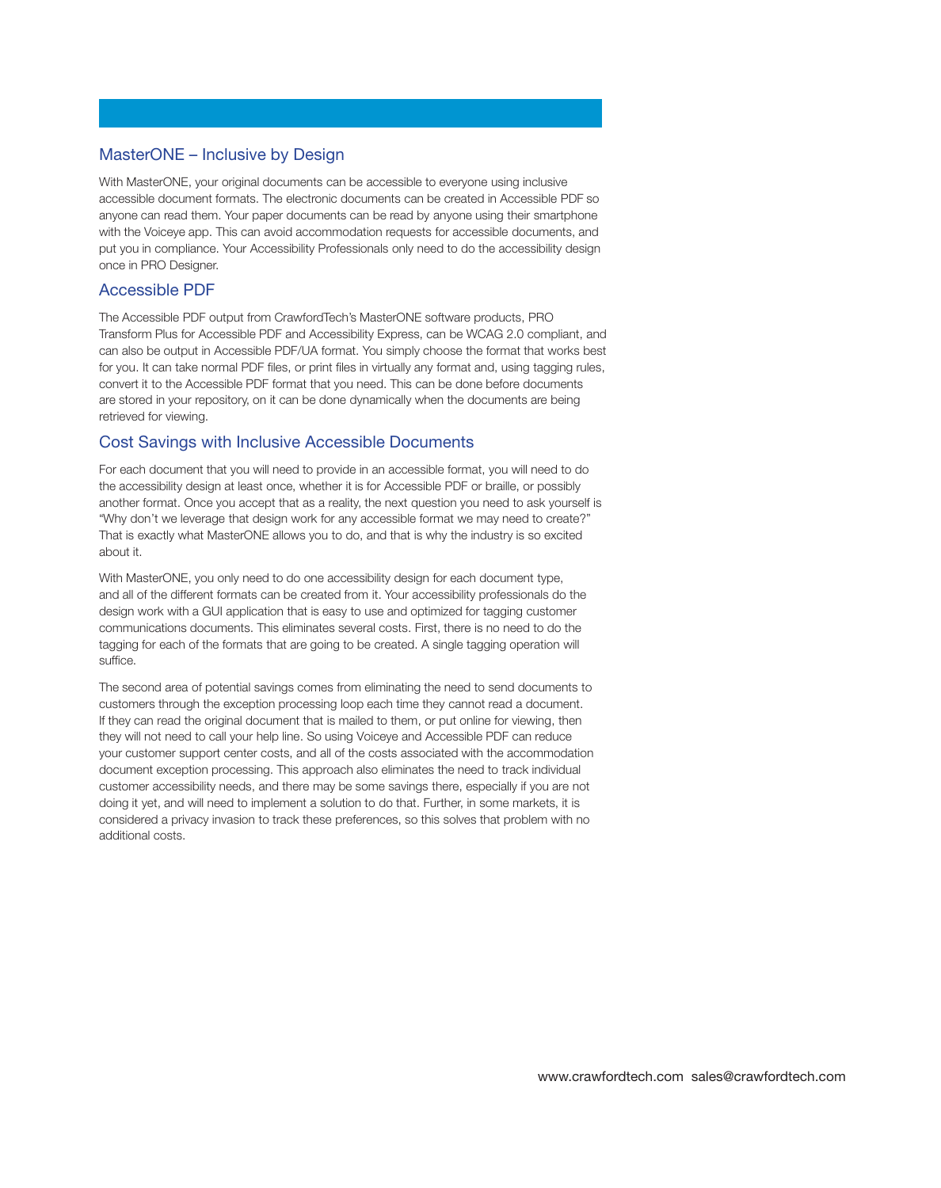## MasterONE – Inclusive by Design

With MasterONE, your original documents can be accessible to everyone using inclusive accessible document formats. The electronic documents can be created in Accessible PDF so anyone can read them. Your paper documents can be read by anyone using their smartphone with the Voiceye app. This can avoid accommodation requests for accessible documents, and put you in compliance. Your Accessibility Professionals only need to do the accessibility design once in PRO Designer.

## Accessible PDF

The Accessible PDF output from CrawfordTech's MasterONE software products, PRO Transform Plus for Accessible PDF and Accessibility Express, can be WCAG 2.0 compliant, and can also be output in Accessible PDF/UA format. You simply choose the format that works best for you. It can take normal PDF files, or print files in virtually any format and, using tagging rules, convert it to the Accessible PDF format that you need. This can be done before documents are stored in your repository, on it can be done dynamically when the documents are being retrieved for viewing.

## Cost Savings with Inclusive Accessible Documents

For each document that you will need to provide in an accessible format, you will need to do the accessibility design at least once, whether it is for Accessible PDF or braille, or possibly another format. Once you accept that as a reality, the next question you need to ask yourself is "Why don't we leverage that design work for any accessible format we may need to create?" That is exactly what MasterONE allows you to do, and that is why the industry is so excited about it.

With MasterONE, you only need to do one accessibility design for each document type, and all of the different formats can be created from it. Your accessibility professionals do the design work with a GUI application that is easy to use and optimized for tagging customer communications documents. This eliminates several costs. First, there is no need to do the tagging for each of the formats that are going to be created. A single tagging operation will suffice.

The second area of potential savings comes from eliminating the need to send documents to customers through the exception processing loop each time they cannot read a document. If they can read the original document that is mailed to them, or put online for viewing, then they will not need to call your help line. So using Voiceye and Accessible PDF can reduce your customer support center costs, and all of the costs associated with the accommodation document exception processing. This approach also eliminates the need to track individual customer accessibility needs, and there may be some savings there, especially if you are not doing it yet, and will need to implement a solution to do that. Further, in some markets, it is considered a privacy invasion to track these preferences, so this solves that problem with no additional costs.

www.crawfordtech.com sales@crawfordtech.com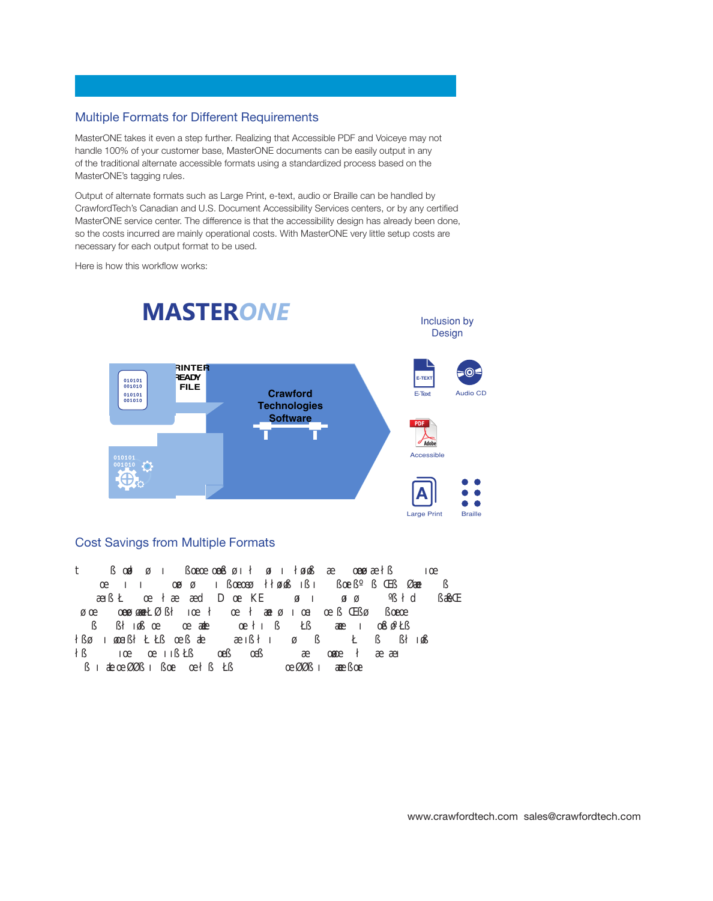## Multiple Formats for Different Requirements

MasterONE takes it even a step further. Realizing that Accessible PDF and Voiceye may not handle 100% of your customer base, MasterONE documents can be easily output in any of the traditional alternate accessible formats using a standardized process based on the MasterONE's tagging rules.

Output of alternate formats such as Large Print, e-text, audio or Braille can be handled by CrawfordTech's Canadian and U.S. Document Accessibility Services centers, or by any certified MasterONE service center. The difference is that the accessibility design has already been done, so the costs incurred are mainly operational costs. With MasterONE very little setup costs are necessary for each output format to be used.

Here is how this workflow works:

MASTERONE

Inclusion by Design

PRINTER READY FILE

Crawford Technologies Software

E-Text

Audio CD

Accessible

Large Print

Braille

## Cost Savings from Multiple Formats

t ß ob ø ı ßoeœ oeß ø ı ł ø ı łøß æ oeø æ ł ß ıœ œ ı ı oø ø ı ßoeœø łłøß ıß ı ßoeßº ß Œß Øæ ß æıßŁ œ ł æ æd D œ KE ø ı ø ø ºß ł d ßæŒ ø œ oeø æŁ Ø ßł ıœ ł œ ł æ ø ı œ œ ß Œßø ßoeœ ß ßł ıß œ œ æ œ ł ı ß łß æ ı oß ø łß łßø ı oeßł Ł Łß œß æ æ ı ß ł ı ø ß Ł ß ßł ıß łß ıœ œ ı ı ß łß œß œß æ oeœ ł æ æı ß ı æ œ ØØß ı ßoe œ ł ß łß œØØß ı æ ßoe

www.crawfordtech.com sales@crawfordtech.com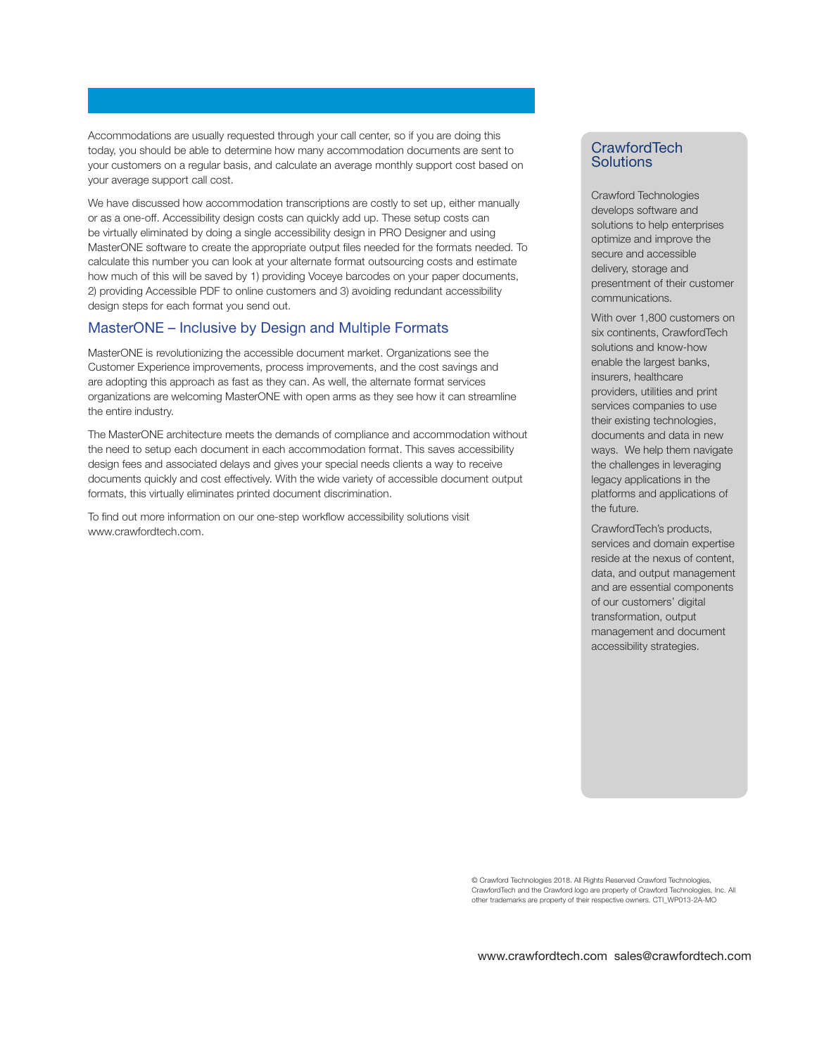Accommodations are usually requested through your call center, so if you are doing this today, you should be able to determine how many accommodation documents are sent to your customers on a regular basis, and calculate an average monthly support cost based on your average support call cost.

We have discussed how accommodation transcriptions are costly to set up, either manually or as a one-off. Accessibility design costs can quickly add up. These setup costs can be virtually eliminated by doing a single accessibility design in PRO Designer and using MasterONE software to create the appropriate output files needed for the formats needed. To calculate this number you can look at your alternate format outsourcing costs and estimate how much of this will be saved by 1) providing Voceye barcodes on your paper documents, 2) providing Accessible PDF to online customers and 3) avoiding redundant accessibility design steps for each format you send out.

## MasterONE – Inclusive by Design and Multiple Formats

MasterONE is revolutionizing the accessible document market. Organizations see the Customer Experience improvements, process improvements, and the cost savings and are adopting this approach as fast as they can. As well, the alternate format services organizations are welcoming MasterONE with open arms as they see how it can streamline the entire industry.

The MasterONE architecture meets the demands of compliance and accommodation without the need to setup each document in each accommodation format. This saves accessibility design fees and associated delays and gives your special needs clients a way to receive documents quickly and cost effectively. With the wide variety of accessible document output formats, this virtually eliminates printed document discrimination.

To find out more information on our one-step workflow accessibility solutions visit www.crawfordtech.com.

## CrawfordTech Solutions

Crawford Technologies develops software and solutions to help enterprises optimize and improve the secure and accessible delivery, storage and presentment of their customer communications.

With over 1,800 customers on six continents, CrawfordTech solutions and know-how enable the largest banks, insurers, healthcare providers, utilities and print services companies to use their existing technologies, documents and data in new ways. We help them navigate the challenges in leveraging legacy applications in the platforms and applications of the future.

CrawfordTech's products, services and domain expertise reside at the nexus of content, data, and output management and are essential components of our customers' digital transformation, output management and document accessibility strategies.

© Crawford Technologies 2018. All Rights Reserved Crawford Technologies, CrawfordTech and the Crawford logo are property of Crawford Technologies, Inc. All other trademarks are property of their respective owners. CTI_WP013-2A-MO

www.crawfordtech.com sales@crawfordtech.com